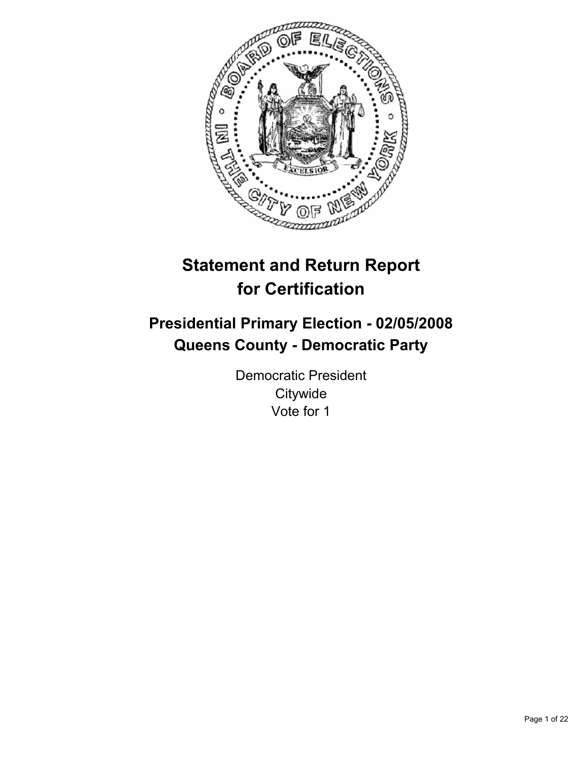# Statement and Return Report for Certification

## Presidential Primary Election - 02/05/2008
## Queens County - Democratic Party

Democratic President
Citywide
Vote for 1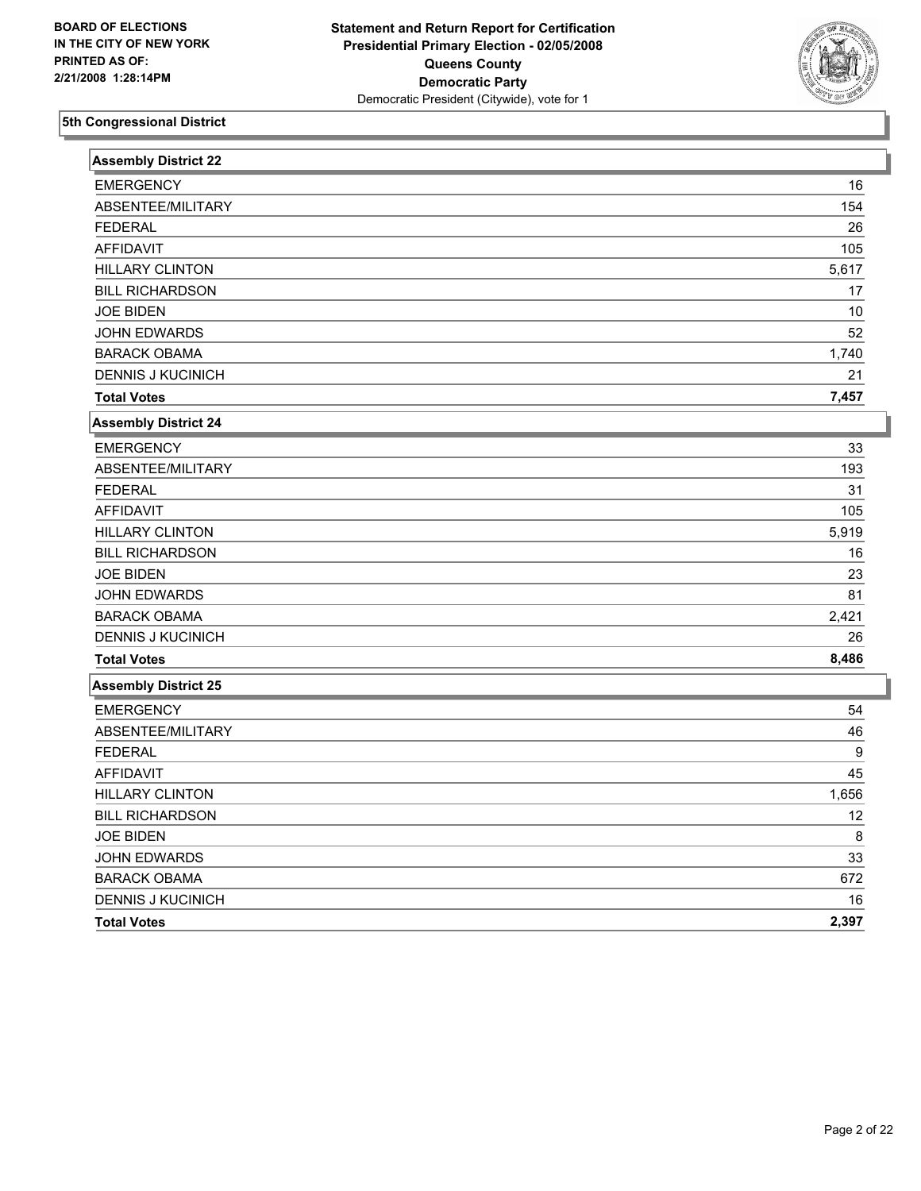BOARD OF ELECTIONS
IN THE CITY OF NEW YORK
PRINTED AS OF:
2/21/2008 1:28:14PM

**Statement and Return Report for Certification**
**Presidential Primary Election - 02/05/2008**
**Queens County**
**Democratic Party**
Democratic President (Citywide), vote for 1

## 5th Congressional District

| Assembly District 22 | |
|---|---|
| EMERGENCY | 16 |
| ABSENTEE/MILITARY | 154 |
| FEDERAL | 26 |
| AFFIDAVIT | 105 |
| HILLARY CLINTON | 5,617 |
| BILL RICHARDSON | 17 |
| JOE BIDEN | 10 |
| JOHN EDWARDS | 52 |
| BARACK OBAMA | 1,740 |
| DENNIS J KUCINICH | 21 |
| **Total Votes** | **7,457** |

| Assembly District 24 | |
|---|---|
| EMERGENCY | 33 |
| ABSENTEE/MILITARY | 193 |
| FEDERAL | 31 |
| AFFIDAVIT | 105 |
| HILLARY CLINTON | 5,919 |
| BILL RICHARDSON | 16 |
| JOE BIDEN | 23 |
| JOHN EDWARDS | 81 |
| BARACK OBAMA | 2,421 |
| DENNIS J KUCINICH | 26 |
| **Total Votes** | **8,486** |

| Assembly District 25 | |
|---|---|
| EMERGENCY | 54 |
| ABSENTEE/MILITARY | 46 |
| FEDERAL | 9 |
| AFFIDAVIT | 45 |
| HILLARY CLINTON | 1,656 |
| BILL RICHARDSON | 12 |
| JOE BIDEN | 8 |
| JOHN EDWARDS | 33 |
| BARACK OBAMA | 672 |
| DENNIS J KUCINICH | 16 |
| **Total Votes** | **2,397** |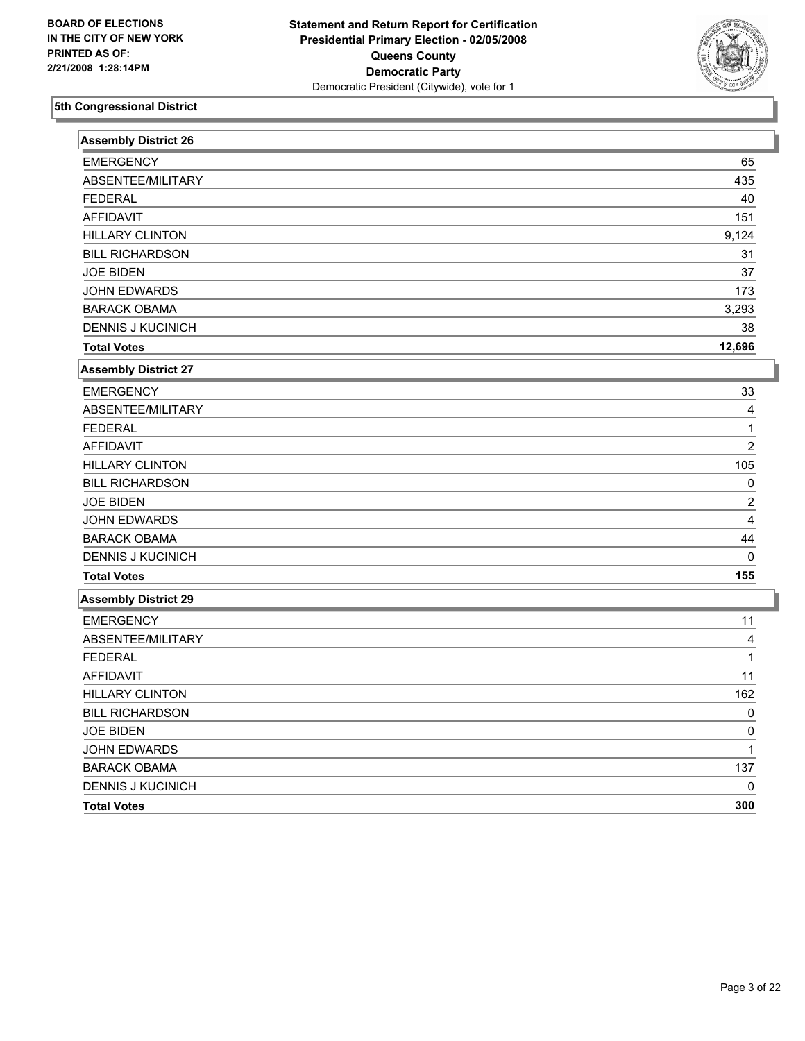BOARD OF ELECTIONS
IN THE CITY OF NEW YORK
PRINTED AS OF:
2/21/2008 1:28:14PM

**Statement and Return Report for Certification**
**Presidential Primary Election - 02/05/2008**
**Queens County**
**Democratic Party**
Democratic President (Citywide), vote for 1

## 5th Congressional District

### Assembly District 26

| | |
|---|---|
| EMERGENCY | 65 |
| ABSENTEE/MILITARY | 435 |
| FEDERAL | 40 |
| AFFIDAVIT | 151 |
| HILLARY CLINTON | 9,124 |
| BILL RICHARDSON | 31 |
| JOE BIDEN | 37 |
| JOHN EDWARDS | 173 |
| BARACK OBAMA | 3,293 |
| DENNIS J KUCINICH | 38 |
| **Total Votes** | **12,696** |

### Assembly District 27

| | |
|---|---|
| EMERGENCY | 33 |
| ABSENTEE/MILITARY | 4 |
| FEDERAL | 1 |
| AFFIDAVIT | 2 |
| HILLARY CLINTON | 105 |
| BILL RICHARDSON | 0 |
| JOE BIDEN | 2 |
| JOHN EDWARDS | 4 |
| BARACK OBAMA | 44 |
| DENNIS J KUCINICH | 0 |
| **Total Votes** | **155** |

### Assembly District 29

| | |
|---|---|
| EMERGENCY | 11 |
| ABSENTEE/MILITARY | 4 |
| FEDERAL | 1 |
| AFFIDAVIT | 11 |
| HILLARY CLINTON | 162 |
| BILL RICHARDSON | 0 |
| JOE BIDEN | 0 |
| JOHN EDWARDS | 1 |
| BARACK OBAMA | 137 |
| DENNIS J KUCINICH | 0 |
| **Total Votes** | **300** |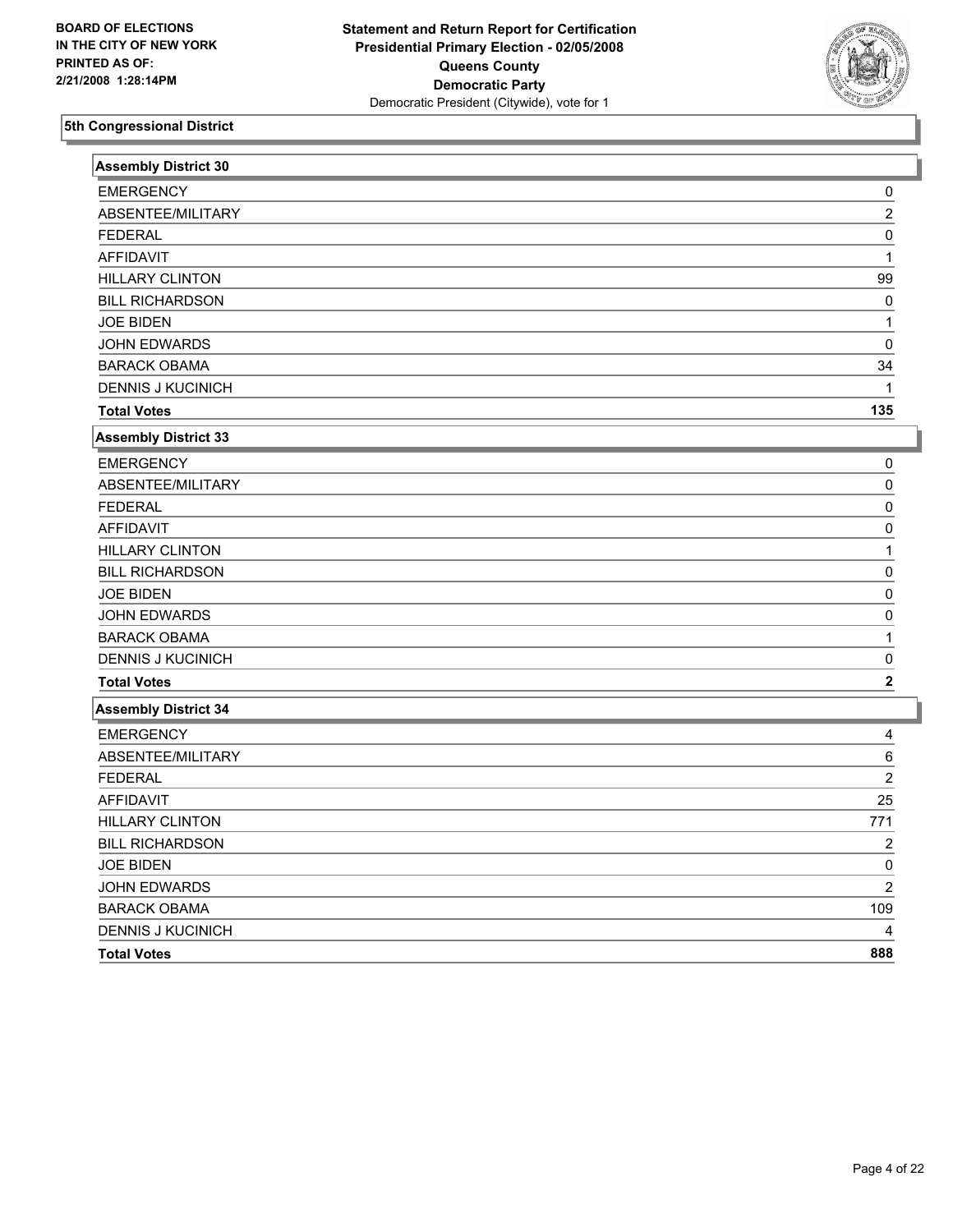**BOARD OF ELECTIONS**
**IN THE CITY OF NEW YORK**
**PRINTED AS OF:**
**2/21/2008 1:28:14PM**

**Statement and Return Report for Certification**
**Presidential Primary Election - 02/05/2008**
**Queens County**
**Democratic Party**
Democratic President (Citywide), vote for 1

## 5th Congressional District

### Assembly District 30

| | |
|---|---|
| EMERGENCY | 0 |
| ABSENTEE/MILITARY | 2 |
| FEDERAL | 0 |
| AFFIDAVIT | 1 |
| HILLARY CLINTON | 99 |
| BILL RICHARDSON | 0 |
| JOE BIDEN | 1 |
| JOHN EDWARDS | 0 |
| BARACK OBAMA | 34 |
| DENNIS J KUCINICH | 1 |
| **Total Votes** | **135** |

### Assembly District 33

| | |
|---|---|
| EMERGENCY | 0 |
| ABSENTEE/MILITARY | 0 |
| FEDERAL | 0 |
| AFFIDAVIT | 0 |
| HILLARY CLINTON | 1 |
| BILL RICHARDSON | 0 |
| JOE BIDEN | 0 |
| JOHN EDWARDS | 0 |
| BARACK OBAMA | 1 |
| DENNIS J KUCINICH | 0 |
| **Total Votes** | **2** |

### Assembly District 34

| | |
|---|---|
| EMERGENCY | 4 |
| ABSENTEE/MILITARY | 6 |
| FEDERAL | 2 |
| AFFIDAVIT | 25 |
| HILLARY CLINTON | 771 |
| BILL RICHARDSON | 2 |
| JOE BIDEN | 0 |
| JOHN EDWARDS | 2 |
| BARACK OBAMA | 109 |
| DENNIS J KUCINICH | 4 |
| **Total Votes** | **888** |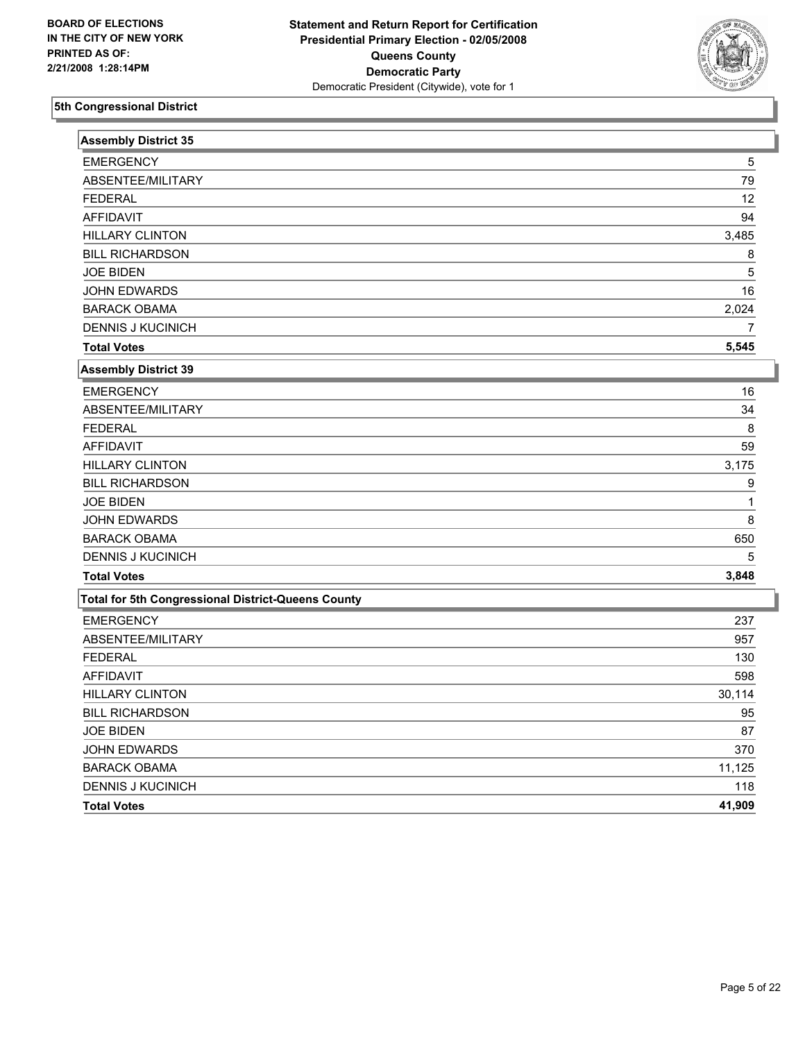**BOARD OF ELECTIONS IN THE CITY OF NEW YORK**
**PRINTED AS OF: 2/21/2008 1:28:14PM**

**Statement and Return Report for Certification**
**Presidential Primary Election - 02/05/2008**
**Queens County**
**Democratic Party**
Democratic President (Citywide), vote for 1

## 5th Congressional District

### Assembly District 35

| | |
|---|---|
| EMERGENCY | 5 |
| ABSENTEE/MILITARY | 79 |
| FEDERAL | 12 |
| AFFIDAVIT | 94 |
| HILLARY CLINTON | 3,485 |
| BILL RICHARDSON | 8 |
| JOE BIDEN | 5 |
| JOHN EDWARDS | 16 |
| BARACK OBAMA | 2,024 |
| DENNIS J KUCINICH | 7 |
| **Total Votes** | **5,545** |

### Assembly District 39

| | |
|---|---|
| EMERGENCY | 16 |
| ABSENTEE/MILITARY | 34 |
| FEDERAL | 8 |
| AFFIDAVIT | 59 |
| HILLARY CLINTON | 3,175 |
| BILL RICHARDSON | 9 |
| JOE BIDEN | 1 |
| JOHN EDWARDS | 8 |
| BARACK OBAMA | 650 |
| DENNIS J KUCINICH | 5 |
| **Total Votes** | **3,848** |

### Total for 5th Congressional District-Queens County

| | |
|---|---|
| EMERGENCY | 237 |
| ABSENTEE/MILITARY | 957 |
| FEDERAL | 130 |
| AFFIDAVIT | 598 |
| HILLARY CLINTON | 30,114 |
| BILL RICHARDSON | 95 |
| JOE BIDEN | 87 |
| JOHN EDWARDS | 370 |
| BARACK OBAMA | 11,125 |
| DENNIS J KUCINICH | 118 |
| **Total Votes** | **41,909** |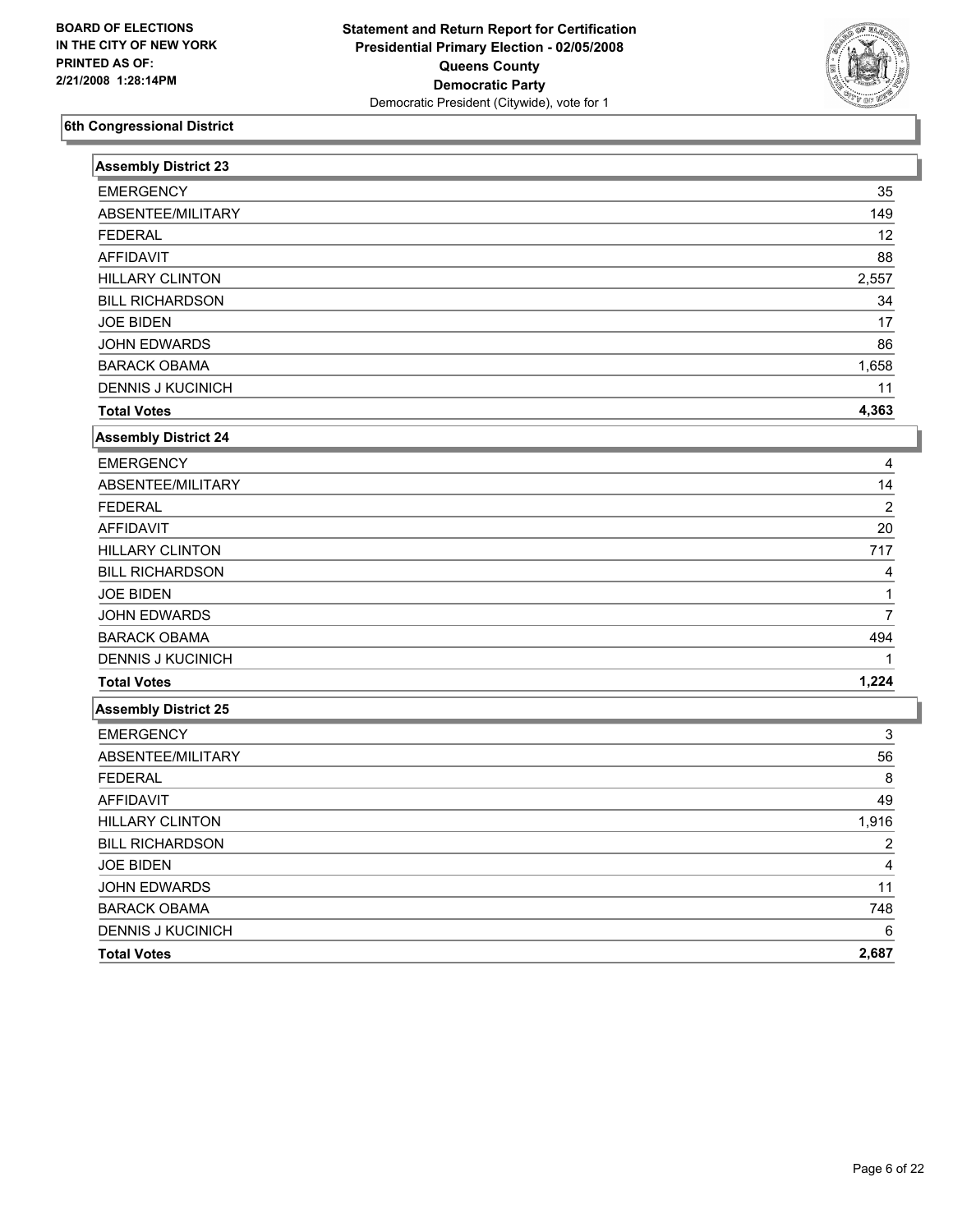**BOARD OF ELECTIONS IN THE CITY OF NEW YORK PRINTED AS OF: 2/21/2008 1:28:14PM**

# Statement and Return Report for Certification
## Presidential Primary Election - 02/05/2008
## Queens County
## Democratic Party
Democratic President (Citywide), vote for 1

### 6th Congressional District

| Assembly District 23 | |
|---|---|
| EMERGENCY | 35 |
| ABSENTEE/MILITARY | 149 |
| FEDERAL | 12 |
| AFFIDAVIT | 88 |
| HILLARY CLINTON | 2,557 |
| BILL RICHARDSON | 34 |
| JOE BIDEN | 17 |
| JOHN EDWARDS | 86 |
| BARACK OBAMA | 1,658 |
| DENNIS J KUCINICH | 11 |
| **Total Votes** | **4,363** |

| Assembly District 24 | |
|---|---|
| EMERGENCY | 4 |
| ABSENTEE/MILITARY | 14 |
| FEDERAL | 2 |
| AFFIDAVIT | 20 |
| HILLARY CLINTON | 717 |
| BILL RICHARDSON | 4 |
| JOE BIDEN | 1 |
| JOHN EDWARDS | 7 |
| BARACK OBAMA | 494 |
| DENNIS J KUCINICH | 1 |
| **Total Votes** | **1,224** |

| Assembly District 25 | |
|---|---|
| EMERGENCY | 3 |
| ABSENTEE/MILITARY | 56 |
| FEDERAL | 8 |
| AFFIDAVIT | 49 |
| HILLARY CLINTON | 1,916 |
| BILL RICHARDSON | 2 |
| JOE BIDEN | 4 |
| JOHN EDWARDS | 11 |
| BARACK OBAMA | 748 |
| DENNIS J KUCINICH | 6 |
| **Total Votes** | **2,687** |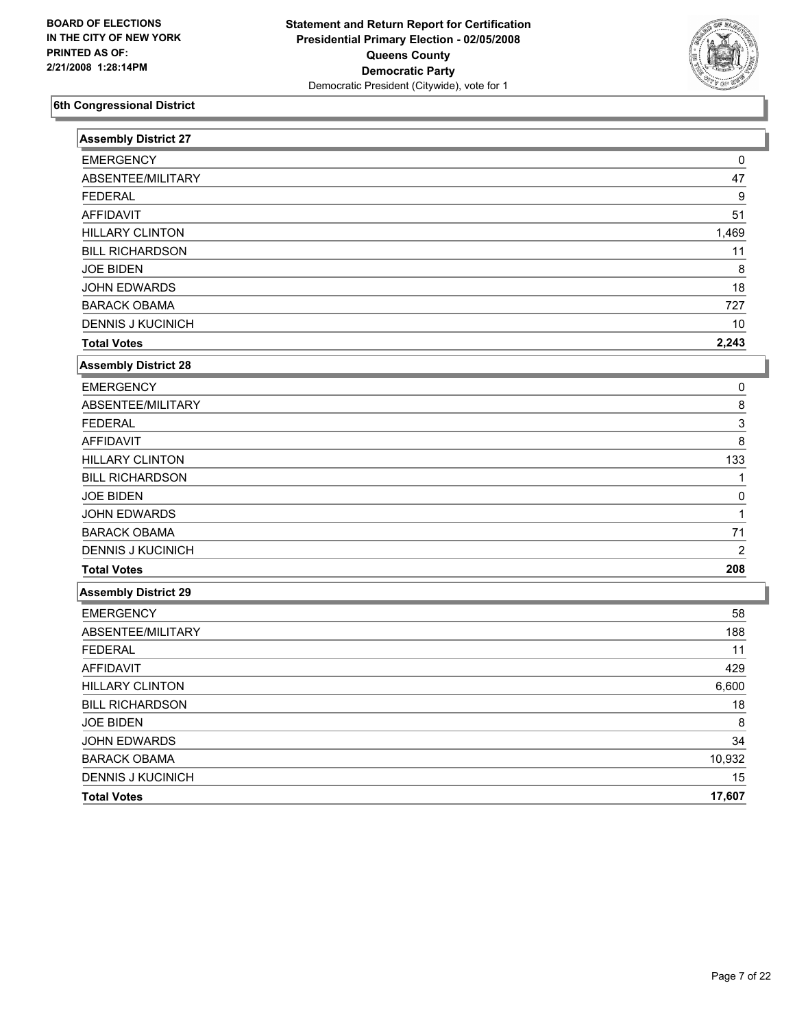BOARD OF ELECTIONS
IN THE CITY OF NEW YORK
PRINTED AS OF:
2/21/2008 1:28:14PM

**Statement and Return Report for Certification**
**Presidential Primary Election - 02/05/2008**
**Queens County**
**Democratic Party**
Democratic President (Citywide), vote for 1

## 6th Congressional District

### Assembly District 27

| | |
|---|---|
| EMERGENCY | 0 |
| ABSENTEE/MILITARY | 47 |
| FEDERAL | 9 |
| AFFIDAVIT | 51 |
| HILLARY CLINTON | 1,469 |
| BILL RICHARDSON | 11 |
| JOE BIDEN | 8 |
| JOHN EDWARDS | 18 |
| BARACK OBAMA | 727 |
| DENNIS J KUCINICH | 10 |
| **Total Votes** | **2,243** |

### Assembly District 28

| | |
|---|---|
| EMERGENCY | 0 |
| ABSENTEE/MILITARY | 8 |
| FEDERAL | 3 |
| AFFIDAVIT | 8 |
| HILLARY CLINTON | 133 |
| BILL RICHARDSON | 1 |
| JOE BIDEN | 0 |
| JOHN EDWARDS | 1 |
| BARACK OBAMA | 71 |
| DENNIS J KUCINICH | 2 |
| **Total Votes** | **208** |

### Assembly District 29

| | |
|---|---|
| EMERGENCY | 58 |
| ABSENTEE/MILITARY | 188 |
| FEDERAL | 11 |
| AFFIDAVIT | 429 |
| HILLARY CLINTON | 6,600 |
| BILL RICHARDSON | 18 |
| JOE BIDEN | 8 |
| JOHN EDWARDS | 34 |
| BARACK OBAMA | 10,932 |
| DENNIS J KUCINICH | 15 |
| **Total Votes** | **17,607** |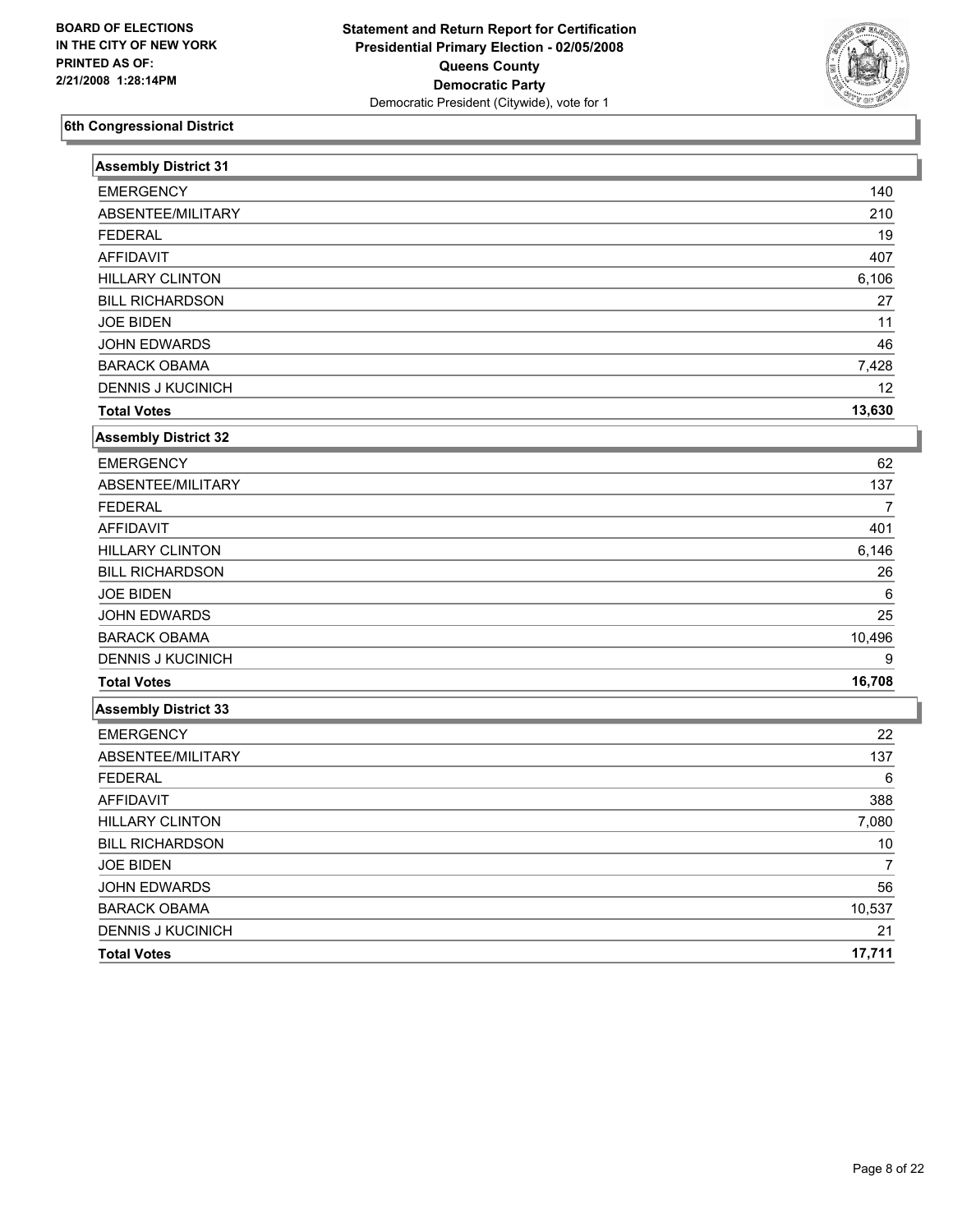**BOARD OF ELECTIONS IN THE CITY OF NEW YORK PRINTED AS OF: 2/21/2008 1:28:14PM**

**Statement and Return Report for Certification Presidential Primary Election - 02/05/2008 Queens County Democratic Party**

Democratic President (Citywide), vote for 1

## 6th Congressional District

### Assembly District 31

| | |
|---|---|
| EMERGENCY | 140 |
| ABSENTEE/MILITARY | 210 |
| FEDERAL | 19 |
| AFFIDAVIT | 407 |
| HILLARY CLINTON | 6,106 |
| BILL RICHARDSON | 27 |
| JOE BIDEN | 11 |
| JOHN EDWARDS | 46 |
| BARACK OBAMA | 7,428 |
| DENNIS J KUCINICH | 12 |
| **Total Votes** | **13,630** |

### Assembly District 32

| | |
|---|---|
| EMERGENCY | 62 |
| ABSENTEE/MILITARY | 137 |
| FEDERAL | 7 |
| AFFIDAVIT | 401 |
| HILLARY CLINTON | 6,146 |
| BILL RICHARDSON | 26 |
| JOE BIDEN | 6 |
| JOHN EDWARDS | 25 |
| BARACK OBAMA | 10,496 |
| DENNIS J KUCINICH | 9 |
| **Total Votes** | **16,708** |

### Assembly District 33

| | |
|---|---|
| EMERGENCY | 22 |
| ABSENTEE/MILITARY | 137 |
| FEDERAL | 6 |
| AFFIDAVIT | 388 |
| HILLARY CLINTON | 7,080 |
| BILL RICHARDSON | 10 |
| JOE BIDEN | 7 |
| JOHN EDWARDS | 56 |
| BARACK OBAMA | 10,537 |
| DENNIS J KUCINICH | 21 |
| **Total Votes** | **17,711** |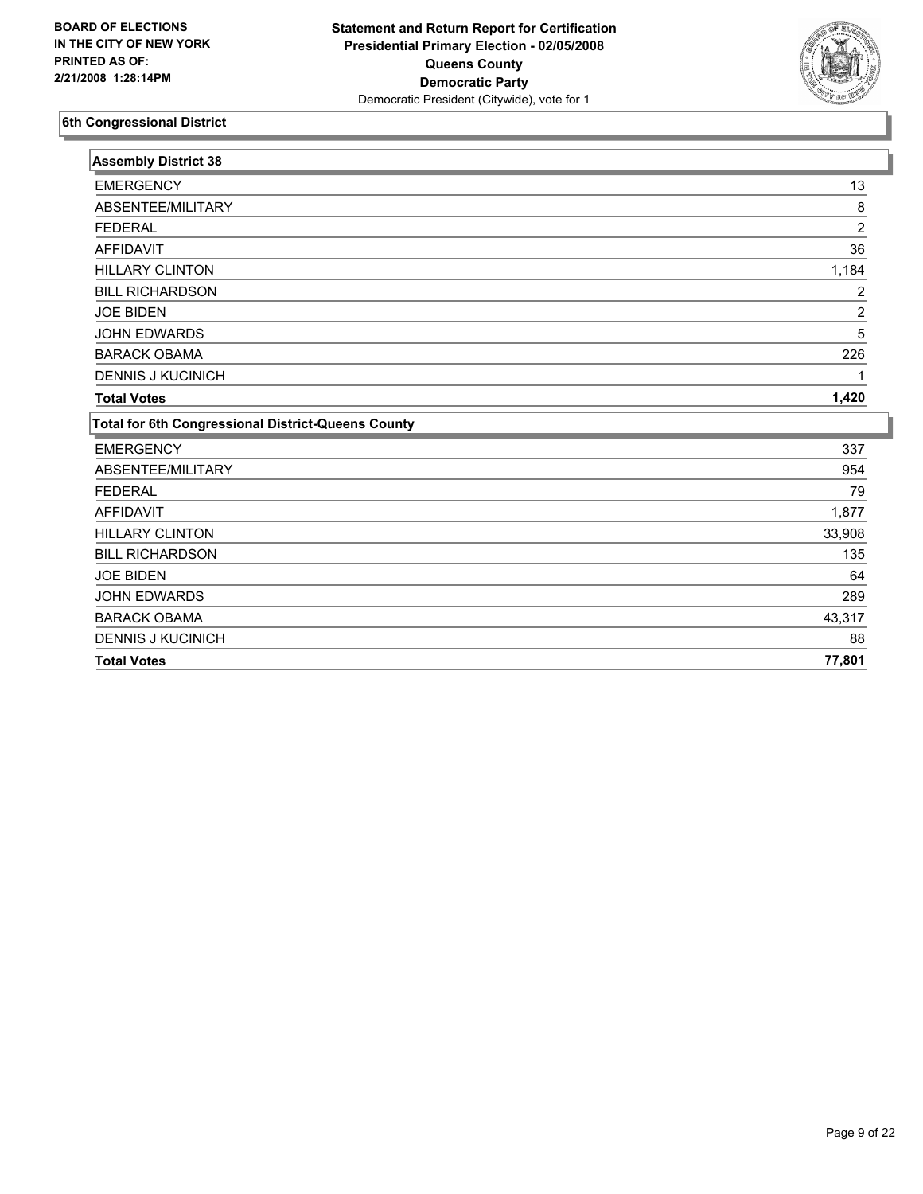BOARD OF ELECTIONS
IN THE CITY OF NEW YORK
PRINTED AS OF:
2/21/2008 1:28:14PM

**Statement and Return Report for Certification**
**Presidential Primary Election - 02/05/2008**
**Queens County**
**Democratic Party**
Democratic President (Citywide), vote for 1

## 6th Congressional District

| Assembly District 38 | |
|---|---|
| EMERGENCY | 13 |
| ABSENTEE/MILITARY | 8 |
| FEDERAL | 2 |
| AFFIDAVIT | 36 |
| HILLARY CLINTON | 1,184 |
| BILL RICHARDSON | 2 |
| JOE BIDEN | 2 |
| JOHN EDWARDS | 5 |
| BARACK OBAMA | 226 |
| DENNIS J KUCINICH | 1 |
| **Total Votes** | **1,420** |

| Total for 6th Congressional District-Queens County | |
|---|---|
| EMERGENCY | 337 |
| ABSENTEE/MILITARY | 954 |
| FEDERAL | 79 |
| AFFIDAVIT | 1,877 |
| HILLARY CLINTON | 33,908 |
| BILL RICHARDSON | 135 |
| JOE BIDEN | 64 |
| JOHN EDWARDS | 289 |
| BARACK OBAMA | 43,317 |
| DENNIS J KUCINICH | 88 |
| **Total Votes** | **77,801** |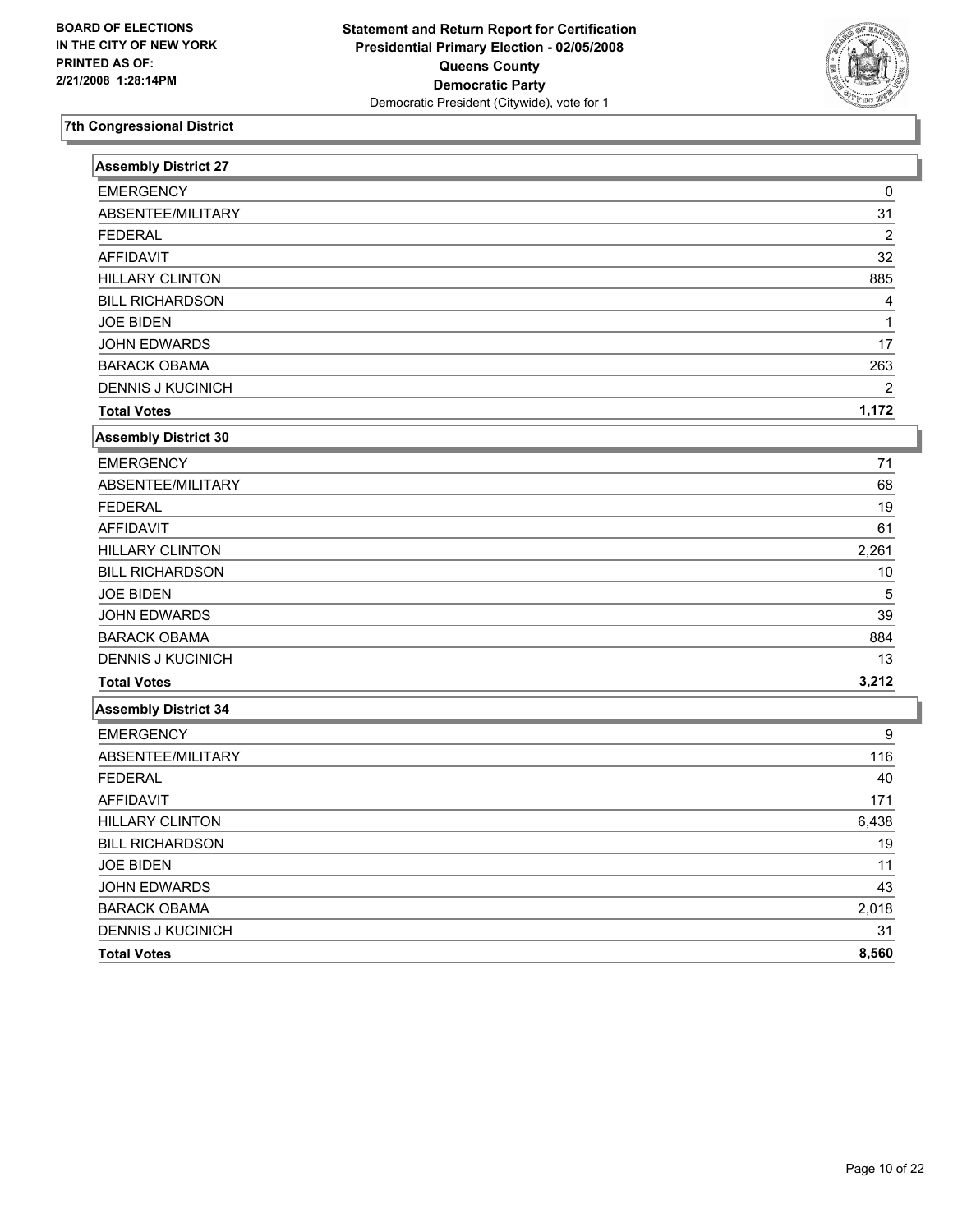BOARD OF ELECTIONS
IN THE CITY OF NEW YORK
PRINTED AS OF:
2/21/2008 1:28:14PM

**Statement and Return Report for Certification**
**Presidential Primary Election - 02/05/2008**
**Queens County**
**Democratic Party**
Democratic President (Citywide), vote for 1

## 7th Congressional District

| Assembly District 27 | |
|---|---|
| EMERGENCY | 0 |
| ABSENTEE/MILITARY | 31 |
| FEDERAL | 2 |
| AFFIDAVIT | 32 |
| HILLARY CLINTON | 885 |
| BILL RICHARDSON | 4 |
| JOE BIDEN | 1 |
| JOHN EDWARDS | 17 |
| BARACK OBAMA | 263 |
| DENNIS J KUCINICH | 2 |
| **Total Votes** | **1,172** |

| Assembly District 30 | |
|---|---|
| EMERGENCY | 71 |
| ABSENTEE/MILITARY | 68 |
| FEDERAL | 19 |
| AFFIDAVIT | 61 |
| HILLARY CLINTON | 2,261 |
| BILL RICHARDSON | 10 |
| JOE BIDEN | 5 |
| JOHN EDWARDS | 39 |
| BARACK OBAMA | 884 |
| DENNIS J KUCINICH | 13 |
| **Total Votes** | **3,212** |

| Assembly District 34 | |
|---|---|
| EMERGENCY | 9 |
| ABSENTEE/MILITARY | 116 |
| FEDERAL | 40 |
| AFFIDAVIT | 171 |
| HILLARY CLINTON | 6,438 |
| BILL RICHARDSON | 19 |
| JOE BIDEN | 11 |
| JOHN EDWARDS | 43 |
| BARACK OBAMA | 2,018 |
| DENNIS J KUCINICH | 31 |
| **Total Votes** | **8,560** |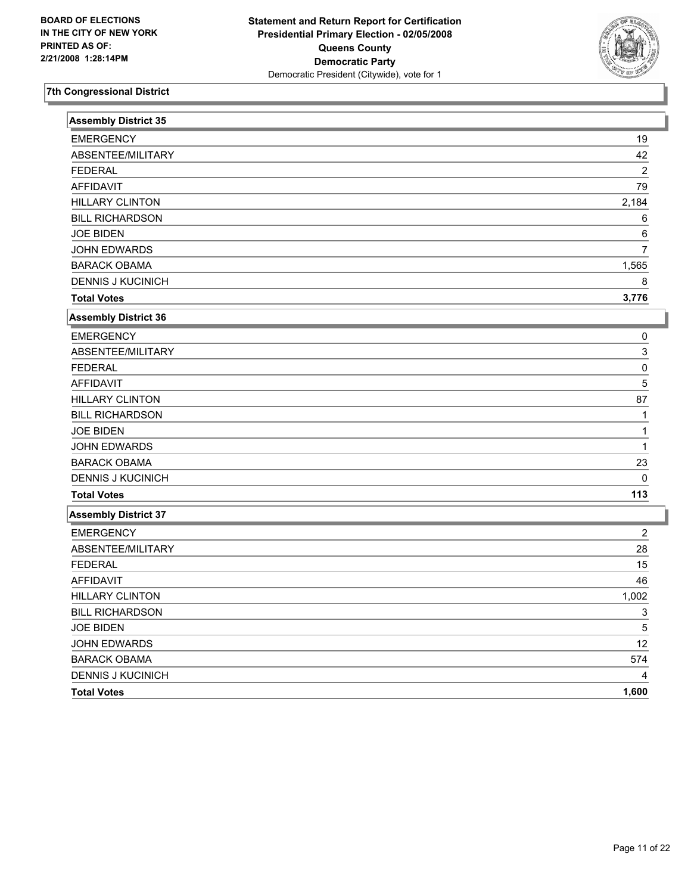**BOARD OF ELECTIONS IN THE CITY OF NEW YORK PRINTED AS OF: 2/21/2008 1:28:14PM**

**Statement and Return Report for Certification**
**Presidential Primary Election - 02/05/2008**
**Queens County**
**Democratic Party**
Democratic President (Citywide), vote for 1

## 7th Congressional District

### Assembly District 35

| | |
|---|---|
| EMERGENCY | 19 |
| ABSENTEE/MILITARY | 42 |
| FEDERAL | 2 |
| AFFIDAVIT | 79 |
| HILLARY CLINTON | 2,184 |
| BILL RICHARDSON | 6 |
| JOE BIDEN | 6 |
| JOHN EDWARDS | 7 |
| BARACK OBAMA | 1,565 |
| DENNIS J KUCINICH | 8 |
| **Total Votes** | **3,776** |

### Assembly District 36

| | |
|---|---|
| EMERGENCY | 0 |
| ABSENTEE/MILITARY | 3 |
| FEDERAL | 0 |
| AFFIDAVIT | 5 |
| HILLARY CLINTON | 87 |
| BILL RICHARDSON | 1 |
| JOE BIDEN | 1 |
| JOHN EDWARDS | 1 |
| BARACK OBAMA | 23 |
| DENNIS J KUCINICH | 0 |
| **Total Votes** | **113** |

### Assembly District 37

| | |
|---|---|
| EMERGENCY | 2 |
| ABSENTEE/MILITARY | 28 |
| FEDERAL | 15 |
| AFFIDAVIT | 46 |
| HILLARY CLINTON | 1,002 |
| BILL RICHARDSON | 3 |
| JOE BIDEN | 5 |
| JOHN EDWARDS | 12 |
| BARACK OBAMA | 574 |
| DENNIS J KUCINICH | 4 |
| **Total Votes** | **1,600** |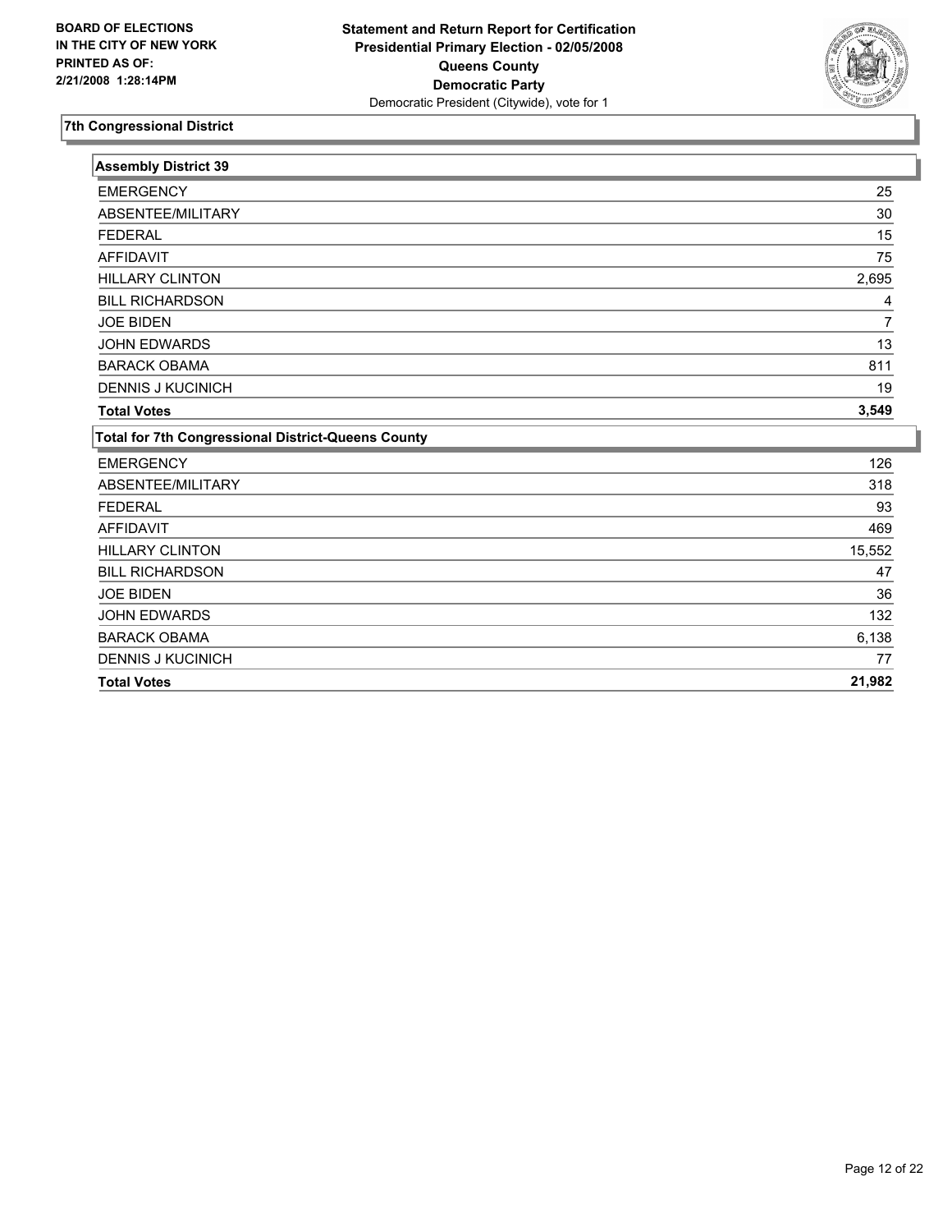**BOARD OF ELECTIONS IN THE CITY OF NEW YORK PRINTED AS OF: 2/21/2008 1:28:14PM**

**Statement and Return Report for Certification**
**Presidential Primary Election - 02/05/2008**
**Queens County**
**Democratic Party**
Democratic President (Citywide), vote for 1

## 7th Congressional District

### Assembly District 39

| | |
|---|---|
| EMERGENCY | 25 |
| ABSENTEE/MILITARY | 30 |
| FEDERAL | 15 |
| AFFIDAVIT | 75 |
| HILLARY CLINTON | 2,695 |
| BILL RICHARDSON | 4 |
| JOE BIDEN | 7 |
| JOHN EDWARDS | 13 |
| BARACK OBAMA | 811 |
| DENNIS J KUCINICH | 19 |
| **Total Votes** | **3,549** |

### Total for 7th Congressional District-Queens County

| | |
|---|---|
| EMERGENCY | 126 |
| ABSENTEE/MILITARY | 318 |
| FEDERAL | 93 |
| AFFIDAVIT | 469 |
| HILLARY CLINTON | 15,552 |
| BILL RICHARDSON | 47 |
| JOE BIDEN | 36 |
| JOHN EDWARDS | 132 |
| BARACK OBAMA | 6,138 |
| DENNIS J KUCINICH | 77 |
| **Total Votes** | **21,982** |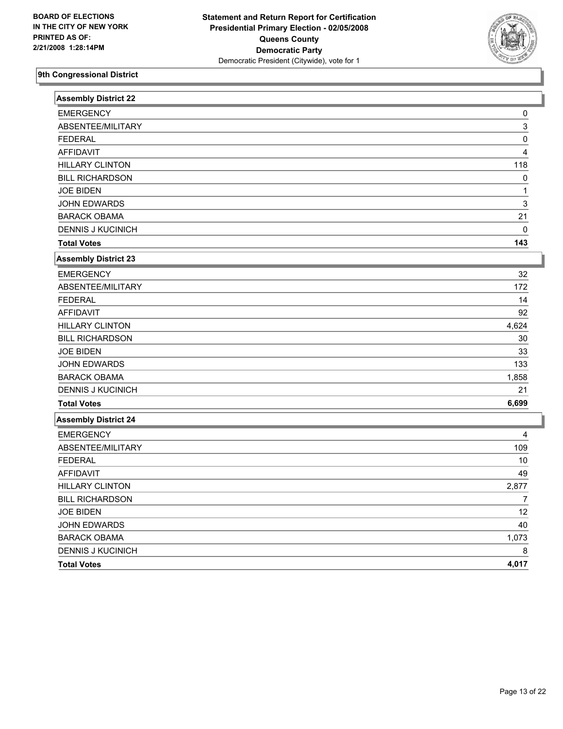BOARD OF ELECTIONS
IN THE CITY OF NEW YORK
PRINTED AS OF:
2/21/2008 1:28:14PM

**Statement and Return Report for Certification**
**Presidential Primary Election - 02/05/2008**
**Queens County**
**Democratic Party**
Democratic President (Citywide), vote for 1

## 9th Congressional District

### Assembly District 22

| | |
|---|---|
| EMERGENCY | 0 |
| ABSENTEE/MILITARY | 3 |
| FEDERAL | 0 |
| AFFIDAVIT | 4 |
| HILLARY CLINTON | 118 |
| BILL RICHARDSON | 0 |
| JOE BIDEN | 1 |
| JOHN EDWARDS | 3 |
| BARACK OBAMA | 21 |
| DENNIS J KUCINICH | 0 |
| **Total Votes** | **143** |

### Assembly District 23

| | |
|---|---|
| EMERGENCY | 32 |
| ABSENTEE/MILITARY | 172 |
| FEDERAL | 14 |
| AFFIDAVIT | 92 |
| HILLARY CLINTON | 4,624 |
| BILL RICHARDSON | 30 |
| JOE BIDEN | 33 |
| JOHN EDWARDS | 133 |
| BARACK OBAMA | 1,858 |
| DENNIS J KUCINICH | 21 |
| **Total Votes** | **6,699** |

### Assembly District 24

| | |
|---|---|
| EMERGENCY | 4 |
| ABSENTEE/MILITARY | 109 |
| FEDERAL | 10 |
| AFFIDAVIT | 49 |
| HILLARY CLINTON | 2,877 |
| BILL RICHARDSON | 7 |
| JOE BIDEN | 12 |
| JOHN EDWARDS | 40 |
| BARACK OBAMA | 1,073 |
| DENNIS J KUCINICH | 8 |
| **Total Votes** | **4,017** |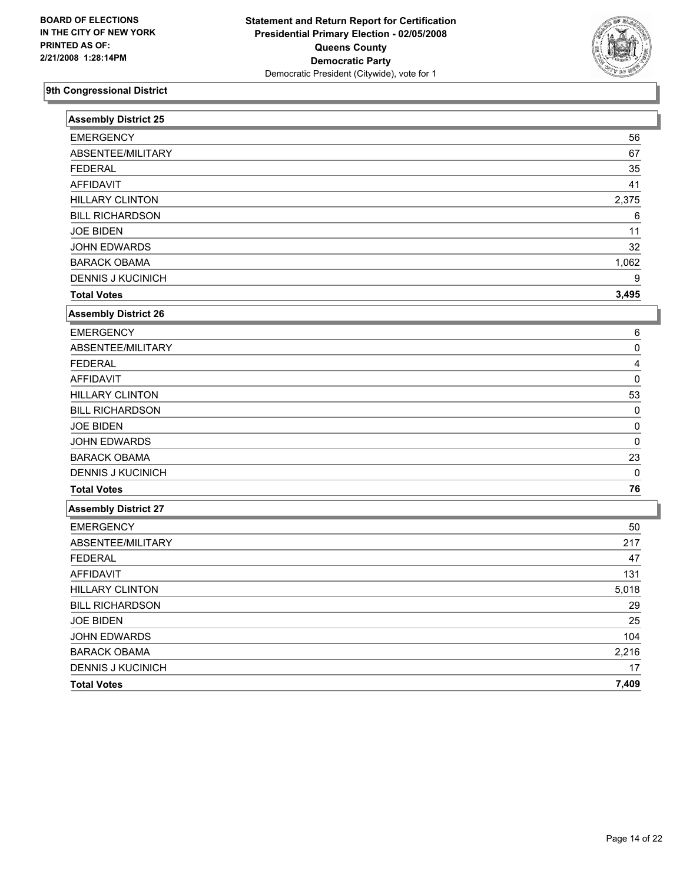BOARD OF ELECTIONS IN THE CITY OF NEW YORK PRINTED AS OF: 2/21/2008 1:28:14PM

**Statement and Return Report for Certification**
**Presidential Primary Election - 02/05/2008**
**Queens County**
**Democratic Party**
Democratic President (Citywide), vote for 1

## 9th Congressional District

### Assembly District 25

| | |
|---|---|
| EMERGENCY | 56 |
| ABSENTEE/MILITARY | 67 |
| FEDERAL | 35 |
| AFFIDAVIT | 41 |
| HILLARY CLINTON | 2,375 |
| BILL RICHARDSON | 6 |
| JOE BIDEN | 11 |
| JOHN EDWARDS | 32 |
| BARACK OBAMA | 1,062 |
| DENNIS J KUCINICH | 9 |
| **Total Votes** | **3,495** |

### Assembly District 26

| | |
|---|---|
| EMERGENCY | 6 |
| ABSENTEE/MILITARY | 0 |
| FEDERAL | 4 |
| AFFIDAVIT | 0 |
| HILLARY CLINTON | 53 |
| BILL RICHARDSON | 0 |
| JOE BIDEN | 0 |
| JOHN EDWARDS | 0 |
| BARACK OBAMA | 23 |
| DENNIS J KUCINICH | 0 |
| **Total Votes** | **76** |

### Assembly District 27

| | |
|---|---|
| EMERGENCY | 50 |
| ABSENTEE/MILITARY | 217 |
| FEDERAL | 47 |
| AFFIDAVIT | 131 |
| HILLARY CLINTON | 5,018 |
| BILL RICHARDSON | 29 |
| JOE BIDEN | 25 |
| JOHN EDWARDS | 104 |
| BARACK OBAMA | 2,216 |
| DENNIS J KUCINICH | 17 |
| **Total Votes** | **7,409** |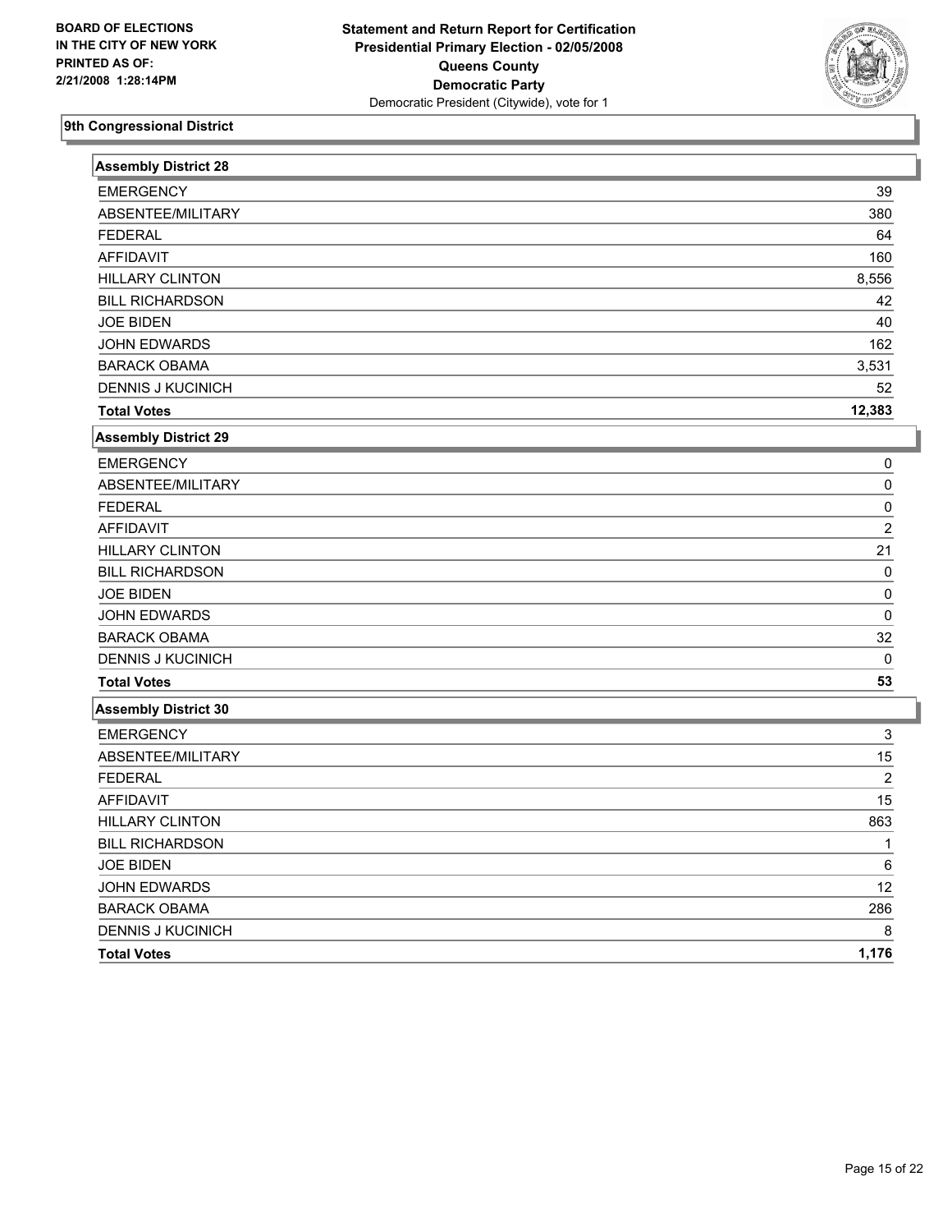**BOARD OF ELECTIONS IN THE CITY OF NEW YORK PRINTED AS OF: 2/21/2008 1:28:14PM**

**Statement and Return Report for Certification**
**Presidential Primary Election - 02/05/2008**
**Queens County**
**Democratic Party**
Democratic President (Citywide), vote for 1

## 9th Congressional District

### Assembly District 28

| | |
|---|---|
| EMERGENCY | 39 |
| ABSENTEE/MILITARY | 380 |
| FEDERAL | 64 |
| AFFIDAVIT | 160 |
| HILLARY CLINTON | 8,556 |
| BILL RICHARDSON | 42 |
| JOE BIDEN | 40 |
| JOHN EDWARDS | 162 |
| BARACK OBAMA | 3,531 |
| DENNIS J KUCINICH | 52 |
| **Total Votes** | **12,383** |

### Assembly District 29

| | |
|---|---|
| EMERGENCY | 0 |
| ABSENTEE/MILITARY | 0 |
| FEDERAL | 0 |
| AFFIDAVIT | 2 |
| HILLARY CLINTON | 21 |
| BILL RICHARDSON | 0 |
| JOE BIDEN | 0 |
| JOHN EDWARDS | 0 |
| BARACK OBAMA | 32 |
| DENNIS J KUCINICH | 0 |
| **Total Votes** | **53** |

### Assembly District 30

| | |
|---|---|
| EMERGENCY | 3 |
| ABSENTEE/MILITARY | 15 |
| FEDERAL | 2 |
| AFFIDAVIT | 15 |
| HILLARY CLINTON | 863 |
| BILL RICHARDSON | 1 |
| JOE BIDEN | 6 |
| JOHN EDWARDS | 12 |
| BARACK OBAMA | 286 |
| DENNIS J KUCINICH | 8 |
| **Total Votes** | **1,176** |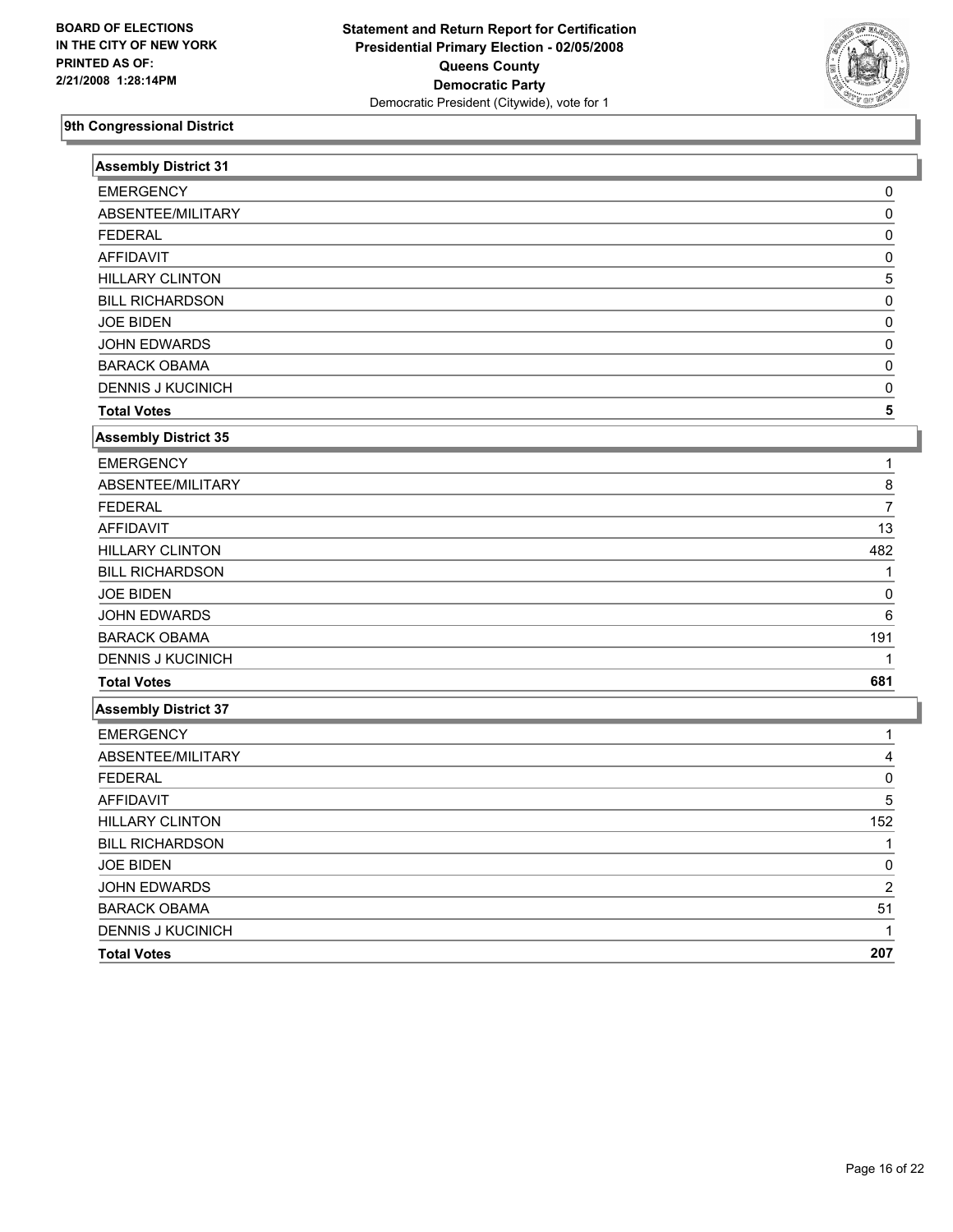BOARD OF ELECTIONS
IN THE CITY OF NEW YORK
PRINTED AS OF:
2/21/2008 1:28:14PM

**Statement and Return Report for Certification**
**Presidential Primary Election - 02/05/2008**
**Queens County**
**Democratic Party**
Democratic President (Citywide), vote for 1

## 9th Congressional District

| Assembly District 31 | |
|---|---|
| EMERGENCY | 0 |
| ABSENTEE/MILITARY | 0 |
| FEDERAL | 0 |
| AFFIDAVIT | 0 |
| HILLARY CLINTON | 5 |
| BILL RICHARDSON | 0 |
| JOE BIDEN | 0 |
| JOHN EDWARDS | 0 |
| BARACK OBAMA | 0 |
| DENNIS J KUCINICH | 0 |
| **Total Votes** | **5** |

| Assembly District 35 | |
|---|---|
| EMERGENCY | 1 |
| ABSENTEE/MILITARY | 8 |
| FEDERAL | 7 |
| AFFIDAVIT | 13 |
| HILLARY CLINTON | 482 |
| BILL RICHARDSON | 1 |
| JOE BIDEN | 0 |
| JOHN EDWARDS | 6 |
| BARACK OBAMA | 191 |
| DENNIS J KUCINICH | 1 |
| **Total Votes** | **681** |

| Assembly District 37 | |
|---|---|
| EMERGENCY | 1 |
| ABSENTEE/MILITARY | 4 |
| FEDERAL | 0 |
| AFFIDAVIT | 5 |
| HILLARY CLINTON | 152 |
| BILL RICHARDSON | 1 |
| JOE BIDEN | 0 |
| JOHN EDWARDS | 2 |
| BARACK OBAMA | 51 |
| DENNIS J KUCINICH | 1 |
| **Total Votes** | **207** |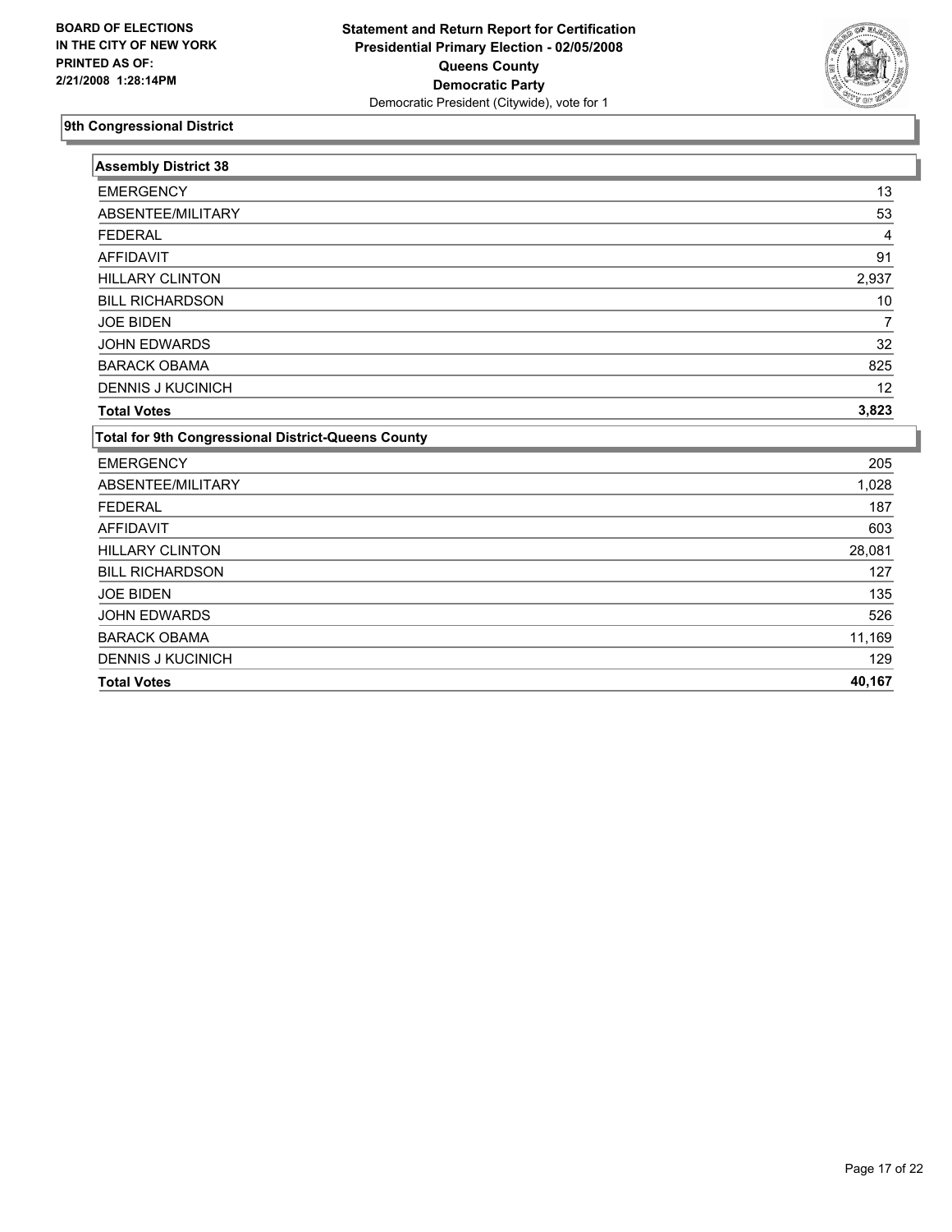**BOARD OF ELECTIONS IN THE CITY OF NEW YORK PRINTED AS OF: 2/21/2008 1:28:14PM**

**Statement and Return Report for Certification**
**Presidential Primary Election - 02/05/2008**
**Queens County**
**Democratic Party**
Democratic President (Citywide), vote for 1

## 9th Congressional District

| Assembly District 38 | |
|---|---|
| EMERGENCY | 13 |
| ABSENTEE/MILITARY | 53 |
| FEDERAL | 4 |
| AFFIDAVIT | 91 |
| HILLARY CLINTON | 2,937 |
| BILL RICHARDSON | 10 |
| JOE BIDEN | 7 |
| JOHN EDWARDS | 32 |
| BARACK OBAMA | 825 |
| DENNIS J KUCINICH | 12 |
| **Total Votes** | **3,823** |

| Total for 9th Congressional District-Queens County | |
|---|---|
| EMERGENCY | 205 |
| ABSENTEE/MILITARY | 1,028 |
| FEDERAL | 187 |
| AFFIDAVIT | 603 |
| HILLARY CLINTON | 28,081 |
| BILL RICHARDSON | 127 |
| JOE BIDEN | 135 |
| JOHN EDWARDS | 526 |
| BARACK OBAMA | 11,169 |
| DENNIS J KUCINICH | 129 |
| **Total Votes** | **40,167** |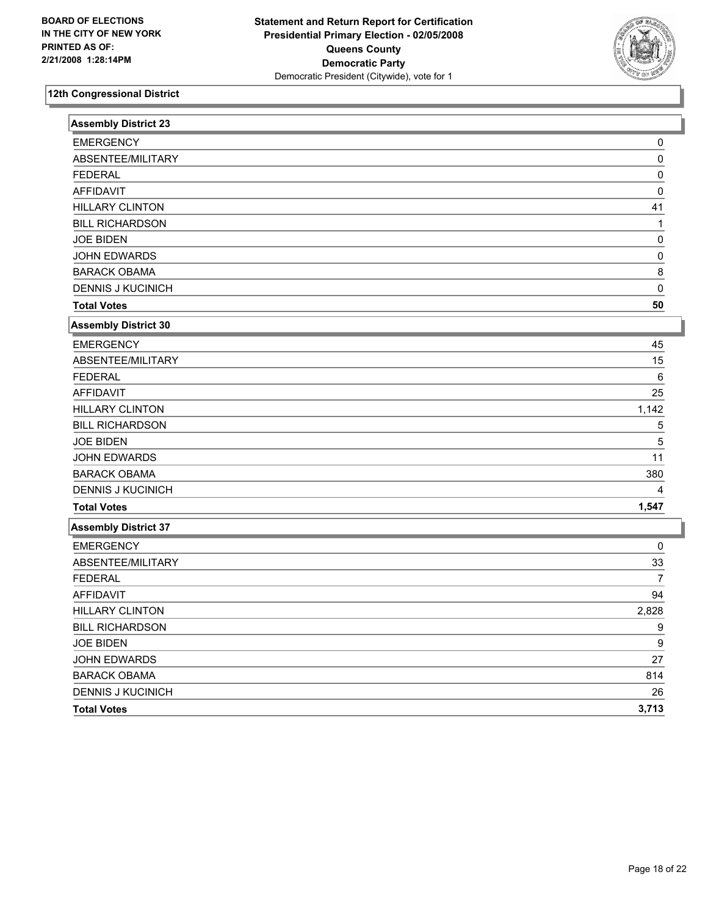BOARD OF ELECTIONS
IN THE CITY OF NEW YORK
PRINTED AS OF:
2/21/2008 1:28:14PM

**Statement and Return Report for Certification**
**Presidential Primary Election - 02/05/2008**
**Queens County**
**Democratic Party**
Democratic President (Citywide), vote for 1

## 12th Congressional District

### Assembly District 23

| | |
|---|---|
| EMERGENCY | 0 |
| ABSENTEE/MILITARY | 0 |
| FEDERAL | 0 |
| AFFIDAVIT | 0 |
| HILLARY CLINTON | 41 |
| BILL RICHARDSON | 1 |
| JOE BIDEN | 0 |
| JOHN EDWARDS | 0 |
| BARACK OBAMA | 8 |
| DENNIS J KUCINICH | 0 |
| **Total Votes** | **50** |

### Assembly District 30

| | |
|---|---|
| EMERGENCY | 45 |
| ABSENTEE/MILITARY | 15 |
| FEDERAL | 6 |
| AFFIDAVIT | 25 |
| HILLARY CLINTON | 1,142 |
| BILL RICHARDSON | 5 |
| JOE BIDEN | 5 |
| JOHN EDWARDS | 11 |
| BARACK OBAMA | 380 |
| DENNIS J KUCINICH | 4 |
| **Total Votes** | **1,547** |

### Assembly District 37

| | |
|---|---|
| EMERGENCY | 0 |
| ABSENTEE/MILITARY | 33 |
| FEDERAL | 7 |
| AFFIDAVIT | 94 |
| HILLARY CLINTON | 2,828 |
| BILL RICHARDSON | 9 |
| JOE BIDEN | 9 |
| JOHN EDWARDS | 27 |
| BARACK OBAMA | 814 |
| DENNIS J KUCINICH | 26 |
| **Total Votes** | **3,713** |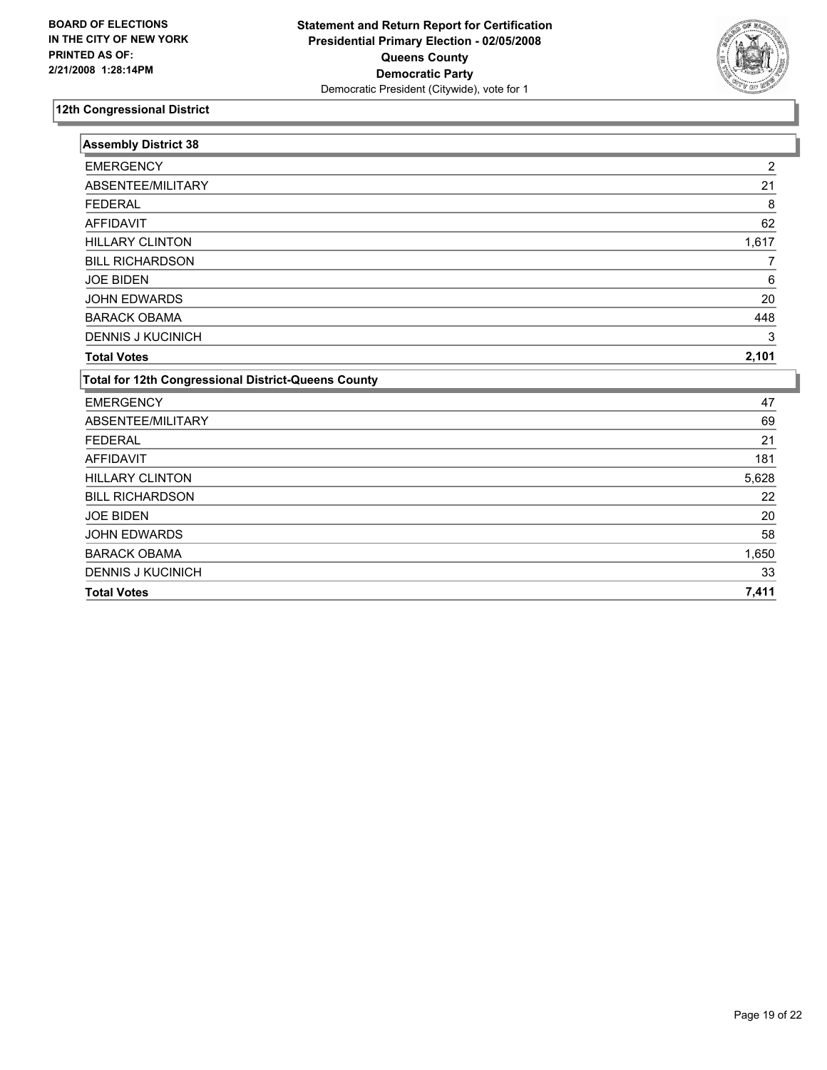**BOARD OF ELECTIONS IN THE CITY OF NEW YORK PRINTED AS OF: 2/21/2008 1:28:14PM**

**Statement and Return Report for Certification Presidential Primary Election - 02/05/2008 Queens County Democratic Party**
Democratic President (Citywide), vote for 1

## 12th Congressional District

### Assembly District 38

| | |
|---|---|
| EMERGENCY | 2 |
| ABSENTEE/MILITARY | 21 |
| FEDERAL | 8 |
| AFFIDAVIT | 62 |
| HILLARY CLINTON | 1,617 |
| BILL RICHARDSON | 7 |
| JOE BIDEN | 6 |
| JOHN EDWARDS | 20 |
| BARACK OBAMA | 448 |
| DENNIS J KUCINICH | 3 |
| **Total Votes** | **2,101** |

### Total for 12th Congressional District-Queens County

| | |
|---|---|
| EMERGENCY | 47 |
| ABSENTEE/MILITARY | 69 |
| FEDERAL | 21 |
| AFFIDAVIT | 181 |
| HILLARY CLINTON | 5,628 |
| BILL RICHARDSON | 22 |
| JOE BIDEN | 20 |
| JOHN EDWARDS | 58 |
| BARACK OBAMA | 1,650 |
| DENNIS J KUCINICH | 33 |
| **Total Votes** | **7,411** |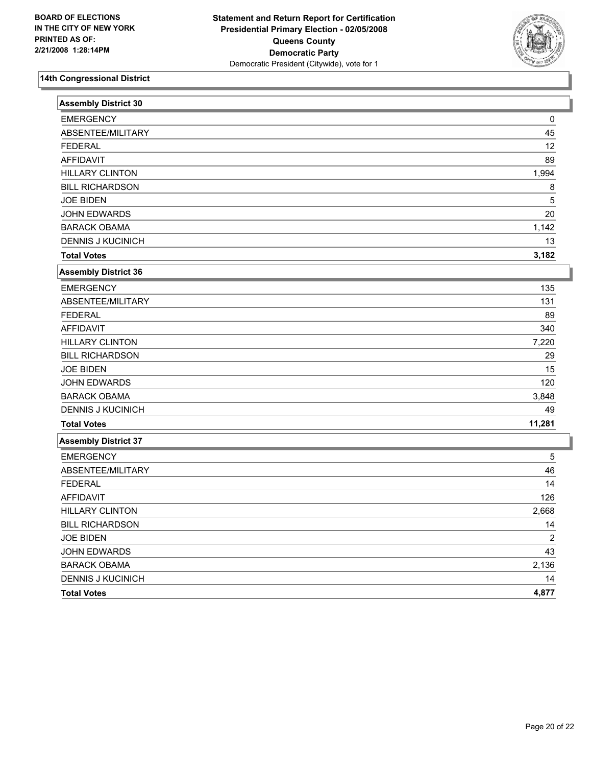BOARD OF ELECTIONS
IN THE CITY OF NEW YORK
PRINTED AS OF:
2/21/2008 1:28:14PM

**Statement and Return Report for Certification**
**Presidential Primary Election - 02/05/2008**
**Queens County**
**Democratic Party**
Democratic President (Citywide), vote for 1

## 14th Congressional District

| Assembly District 30 | |
|---|---|
| EMERGENCY | 0 |
| ABSENTEE/MILITARY | 45 |
| FEDERAL | 12 |
| AFFIDAVIT | 89 |
| HILLARY CLINTON | 1,994 |
| BILL RICHARDSON | 8 |
| JOE BIDEN | 5 |
| JOHN EDWARDS | 20 |
| BARACK OBAMA | 1,142 |
| DENNIS J KUCINICH | 13 |
| **Total Votes** | **3,182** |

| Assembly District 36 | |
|---|---|
| EMERGENCY | 135 |
| ABSENTEE/MILITARY | 131 |
| FEDERAL | 89 |
| AFFIDAVIT | 340 |
| HILLARY CLINTON | 7,220 |
| BILL RICHARDSON | 29 |
| JOE BIDEN | 15 |
| JOHN EDWARDS | 120 |
| BARACK OBAMA | 3,848 |
| DENNIS J KUCINICH | 49 |
| **Total Votes** | **11,281** |

| Assembly District 37 | |
|---|---|
| EMERGENCY | 5 |
| ABSENTEE/MILITARY | 46 |
| FEDERAL | 14 |
| AFFIDAVIT | 126 |
| HILLARY CLINTON | 2,668 |
| BILL RICHARDSON | 14 |
| JOE BIDEN | 2 |
| JOHN EDWARDS | 43 |
| BARACK OBAMA | 2,136 |
| DENNIS J KUCINICH | 14 |
| **Total Votes** | **4,877** |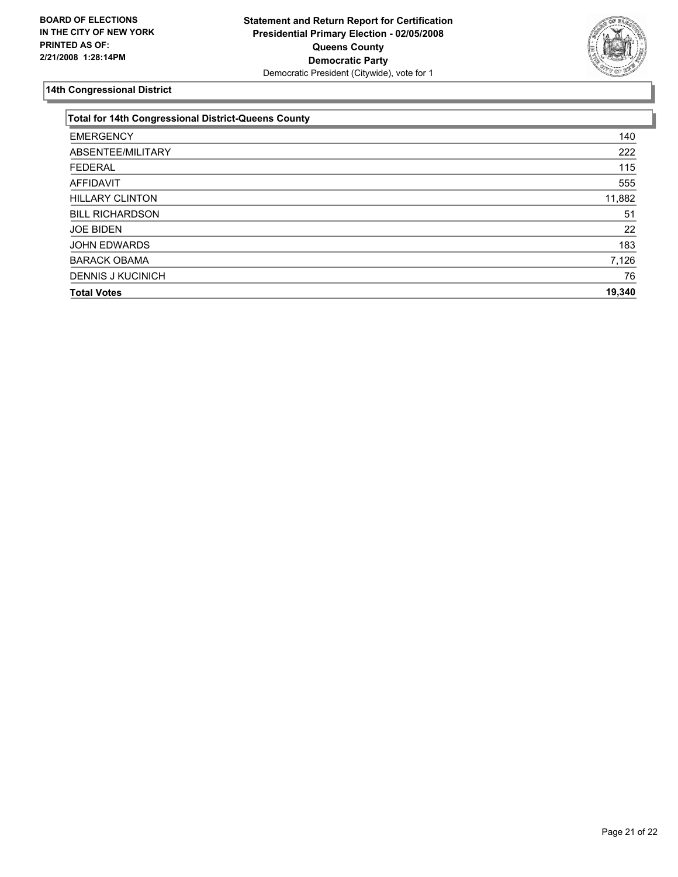**BOARD OF ELECTIONS IN THE CITY OF NEW YORK PRINTED AS OF: 2/21/2008 1:28:14PM**

**Statement and Return Report for Certification**
**Presidential Primary Election - 02/05/2008**
**Queens County**
**Democratic Party**
Democratic President (Citywide), vote for 1

## 14th Congressional District

| Total for 14th Congressional District-Queens County | |
|---|---|
| EMERGENCY | 140 |
| ABSENTEE/MILITARY | 222 |
| FEDERAL | 115 |
| AFFIDAVIT | 555 |
| HILLARY CLINTON | 11,882 |
| BILL RICHARDSON | 51 |
| JOE BIDEN | 22 |
| JOHN EDWARDS | 183 |
| BARACK OBAMA | 7,126 |
| DENNIS J KUCINICH | 76 |
| **Total Votes** | **19,340** |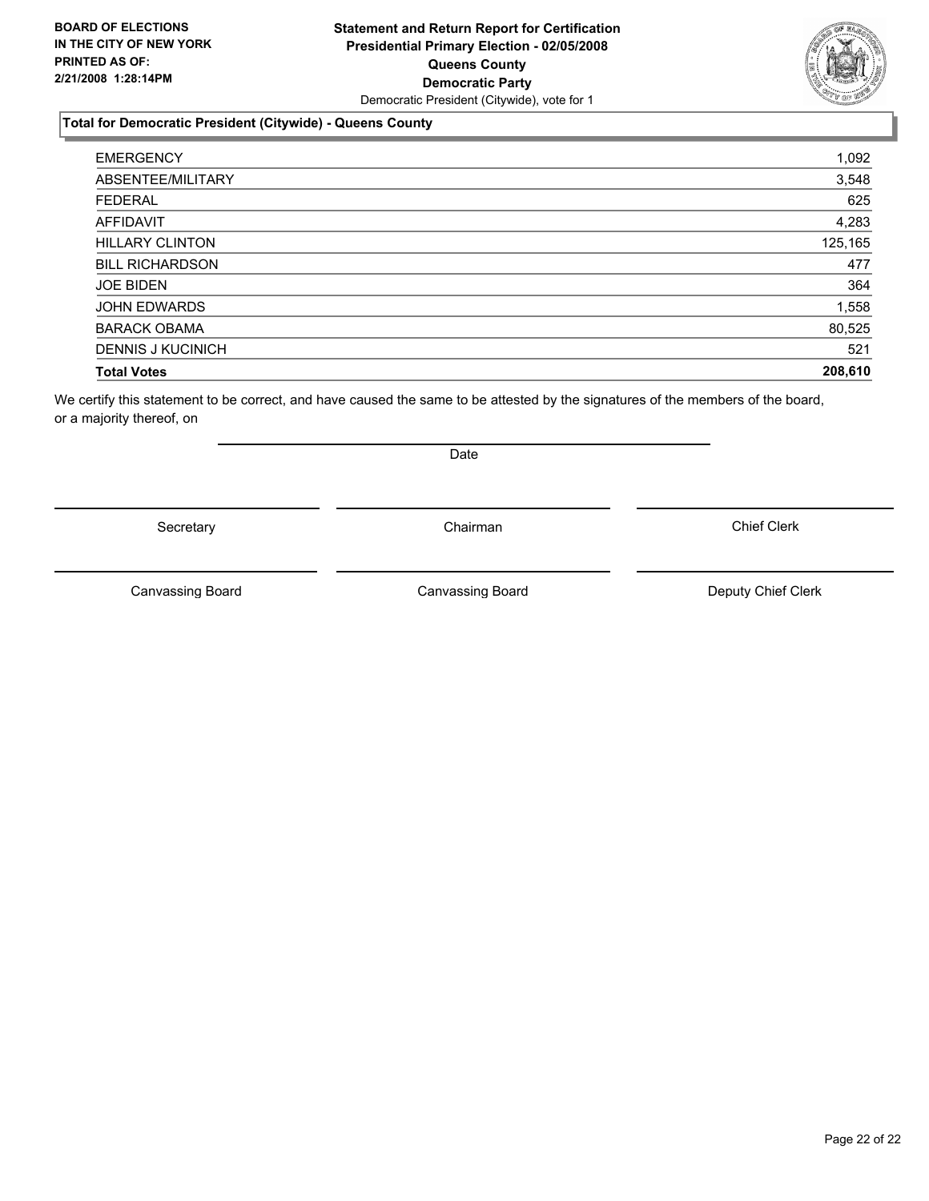**BOARD OF ELECTIONS IN THE CITY OF NEW YORK PRINTED AS OF: 2/21/2008 1:28:14PM**

# Statement and Return Report for Certification
## Presidential Primary Election - 02/05/2008
## Queens County
## Democratic Party

Democratic President (Citywide), vote for 1

### Total for Democratic President (Citywide) - Queens County

| | |
|---|---|
| EMERGENCY | 1,092 |
| ABSENTEE/MILITARY | 3,548 |
| FEDERAL | 625 |
| AFFIDAVIT | 4,283 |
| HILLARY CLINTON | 125,165 |
| BILL RICHARDSON | 477 |
| JOE BIDEN | 364 |
| JOHN EDWARDS | 1,558 |
| BARACK OBAMA | 80,525 |
| DENNIS J KUCINICH | 521 |
| **Total Votes** | **208,610** |

We certify this statement to be correct, and have caused the same to be attested by the signatures of the members of the board, or a majority thereof, on

Date

Secretary | Chairman | Chief Clerk

Canvassing Board | Canvassing Board | Deputy Chief Clerk